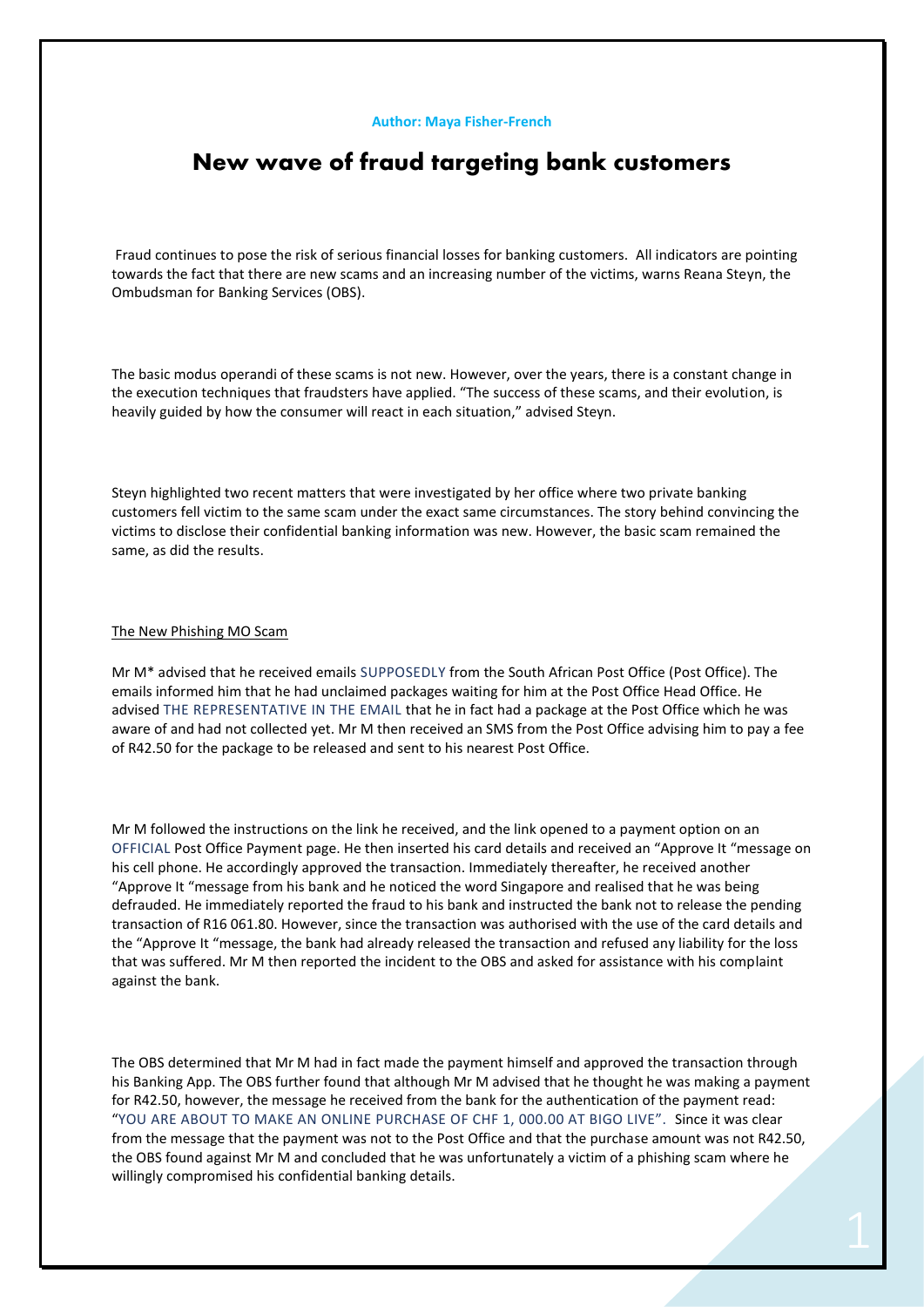**Author: Maya Fisher-French**

# New wave of fraud targeting bank customers

Fraud continues to pose the risk of serious financial losses for banking customers. All indicators are pointing towards the fact that there are new scams and an increasing number of the victims, warns Reana Steyn, the Ombudsman for Banking Services (OBS).

The basic modus operandi of these scams is not new. However, over the years, there is a constant change in the execution techniques that fraudsters have applied. "The success of these scams, and their evolution, is heavily guided by how the consumer will react in each situation," advised Steyn.

Steyn highlighted two recent matters that were investigated by her office where two private banking customers fell victim to the same scam under the exact same circumstances. The story behind convincing the victims to disclose their confidential banking information was new. However, the basic scam remained the same, as did the results.

## The New Phishing MO Scam

Mr M* advised that he received emails SUPPOSEDLY from the South African Post Office (Post Office). The emails informed him that he had unclaimed packages waiting for him at the Post Office Head Office. He advised THE REPRESENTATIVE IN THE EMAIL that he in fact had a package at the Post Office which he was aware of and had not collected yet. Mr M then received an SMS from the Post Office advising him to pay a fee of R42.50 for the package to be released and sent to his nearest Post Office.

Mr M followed the instructions on the link he received, and the link opened to a payment option on an OFFICIAL Post Office Payment page. He then inserted his card details and received an "Approve It "message on his cell phone. He accordingly approved the transaction. Immediately thereafter, he received another "Approve It "message from his bank and he noticed the word Singapore and realised that he was being defrauded. He immediately reported the fraud to his bank and instructed the bank not to release the pending transaction of R16 061.80. However, since the transaction was authorised with the use of the card details and the "Approve It "message, the bank had already released the transaction and refused any liability for the loss that was suffered. Mr M then reported the incident to the OBS and asked for assistance with his complaint against the bank.

The OBS determined that Mr M had in fact made the payment himself and approved the transaction through his Banking App. The OBS further found that although Mr M advised that he thought he was making a payment for R42.50, however, the message he received from the bank for the authentication of the payment read: "YOU ARE ABOUT TO MAKE AN ONLINE PURCHASE OF CHF 1, 000.00 AT BIGO LIVE". Since it was clear from the message that the payment was not to the Post Office and that the purchase amount was not R42.50, the OBS found against Mr M and concluded that he was unfortunately a victim of a phishing scam where he willingly compromised his confidential banking details.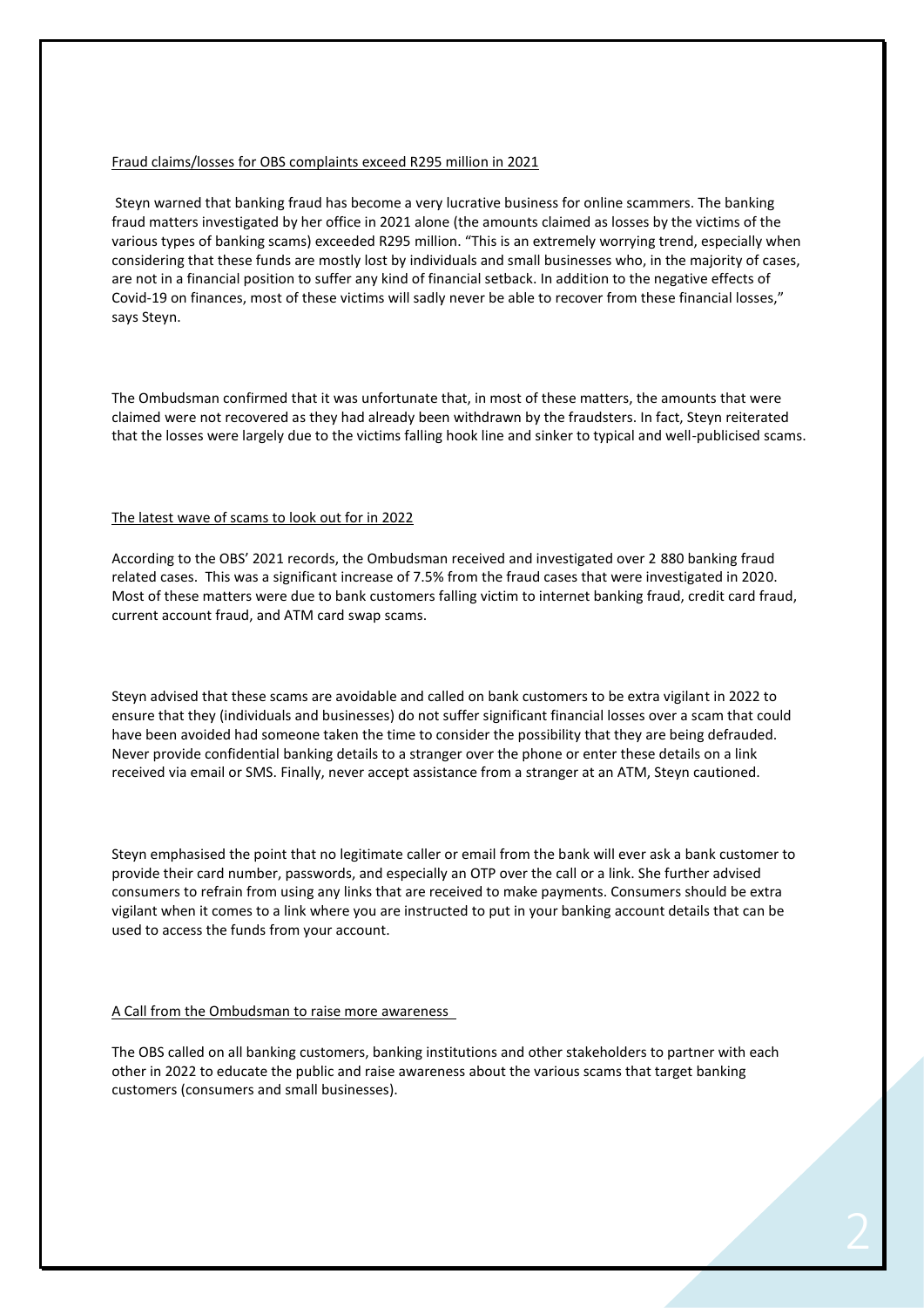<u>Fraud claims/losses for OBS complaints exceed R295 million in 2021</u>

Steyn warned that banking fraud has become a very lucrative business for online scammers. The banking fraud matters investigated by her office in 2021 alone (the amounts claimed as losses by the victims of the various types of banking scams) exceeded R295 million. "This is an extremely worrying trend, especially when considering that these funds are mostly lost by individuals and small businesses who, in the majority of cases, are not in a financial position to suffer any kind of financial setback. In addition to the negative effects of Covid-19 on finances, most of these victims will sadly never be able to recover from these financial losses," says Steyn.

The Ombudsman confirmed that it was unfortunate that, in most of these matters, the amounts that were claimed were not recovered as they had already been withdrawn by the fraudsters. In fact, Steyn reiterated that the losses were largely due to the victims falling hook line and sinker to typical and well-publicised scams.

<u>The latest wave of scams to look out for in 2022</u>

According to the OBS' 2021 records, the Ombudsman received and investigated over 2 880 banking fraud related cases. This was a significant increase of 7.5% from the fraud cases that were investigated in 2020. Most of these matters were due to bank customers falling victim to internet banking fraud, credit card fraud, current account fraud, and ATM card swap scams.

Steyn advised that these scams are avoidable and called on bank customers to be extra vigilant in 2022 to ensure that they (individuals and businesses) do not suffer significant financial losses over a scam that could have been avoided had someone taken the time to consider the possibility that they are being defrauded. Never provide confidential banking details to a stranger over the phone or enter these details on a link received via email or SMS. Finally, never accept assistance from a stranger at an ATM, Steyn cautioned.

Steyn emphasised the point that no legitimate caller or email from the bank will ever ask a bank customer to provide their card number, passwords, and especially an OTP over the call or a link. She further advised consumers to refrain from using any links that are received to make payments. Consumers should be extra vigilant when it comes to a link where you are instructed to put in your banking account details that can be used to access the funds from your account.

<u>A Call from the Ombudsman to raise more awareness</u>

The OBS called on all banking customers, banking institutions and other stakeholders to partner with each other in 2022 to educate the public and raise awareness about the various scams that target banking customers (consumers and small businesses).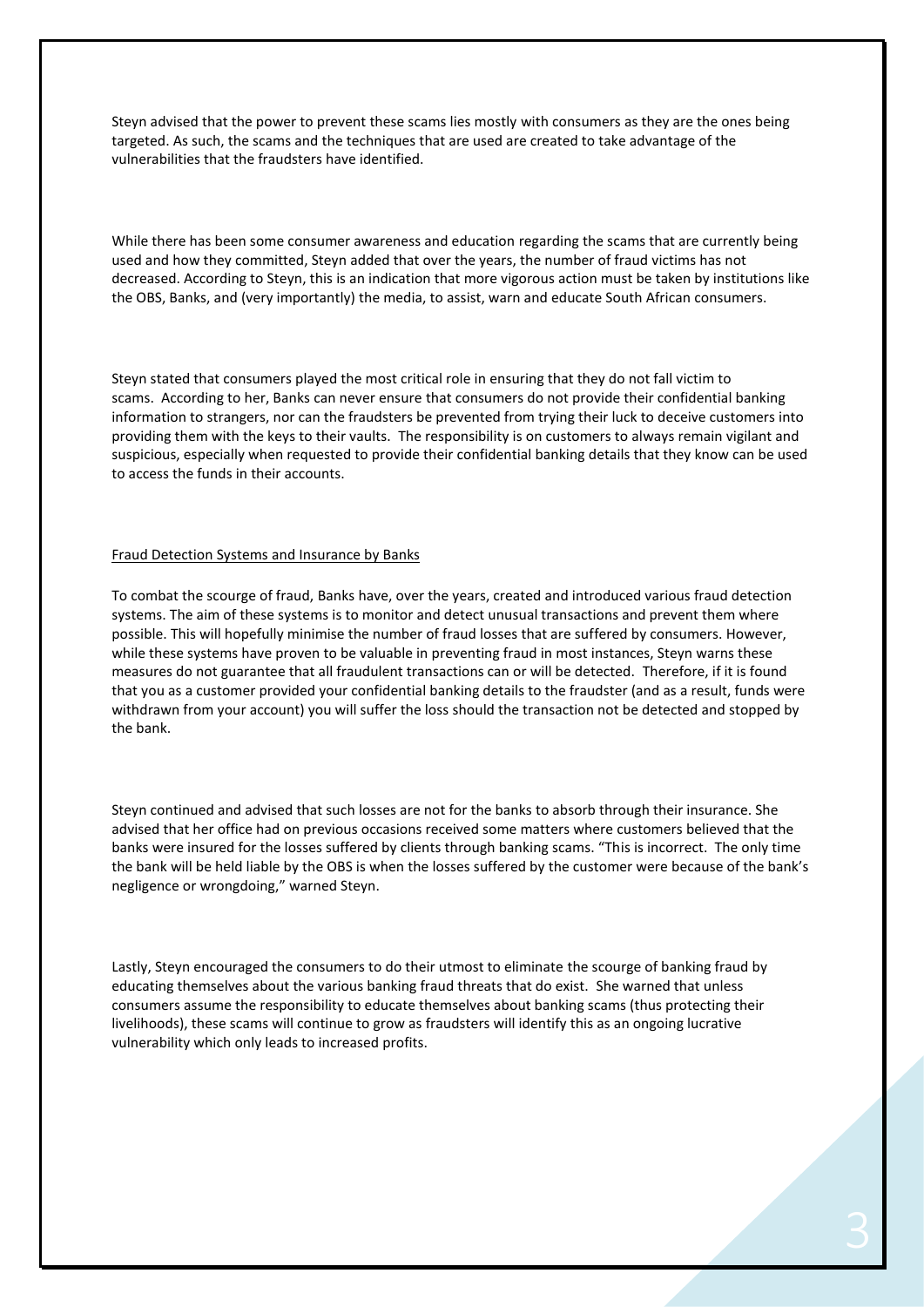Steyn advised that the power to prevent these scams lies mostly with consumers as they are the ones being targeted. As such, the scams and the techniques that are used are created to take advantage of the vulnerabilities that the fraudsters have identified.

While there has been some consumer awareness and education regarding the scams that are currently being used and how they committed, Steyn added that over the years, the number of fraud victims has not decreased. According to Steyn, this is an indication that more vigorous action must be taken by institutions like the OBS, Banks, and (very importantly) the media, to assist, warn and educate South African consumers.

Steyn stated that consumers played the most critical role in ensuring that they do not fall victim to scams. According to her, Banks can never ensure that consumers do not provide their confidential banking information to strangers, nor can the fraudsters be prevented from trying their luck to deceive customers into providing them with the keys to their vaults. The responsibility is on customers to always remain vigilant and suspicious, especially when requested to provide their confidential banking details that they know can be used to access the funds in their accounts.

<u>Fraud Detection Systems and Insurance by Banks</u>

To combat the scourge of fraud, Banks have, over the years, created and introduced various fraud detection systems. The aim of these systems is to monitor and detect unusual transactions and prevent them where possible. This will hopefully minimise the number of fraud losses that are suffered by consumers. However, while these systems have proven to be valuable in preventing fraud in most instances, Steyn warns these measures do not guarantee that all fraudulent transactions can or will be detected. Therefore, if it is found that you as a customer provided your confidential banking details to the fraudster (and as a result, funds were withdrawn from your account) you will suffer the loss should the transaction not be detected and stopped by the bank.

Steyn continued and advised that such losses are not for the banks to absorb through their insurance. She advised that her office had on previous occasions received some matters where customers believed that the banks were insured for the losses suffered by clients through banking scams. "This is incorrect. The only time the bank will be held liable by the OBS is when the losses suffered by the customer were because of the bank's negligence or wrongdoing," warned Steyn.

Lastly, Steyn encouraged the consumers to do their utmost to eliminate the scourge of banking fraud by educating themselves about the various banking fraud threats that do exist. She warned that unless consumers assume the responsibility to educate themselves about banking scams (thus protecting their livelihoods), these scams will continue to grow as fraudsters will identify this as an ongoing lucrative vulnerability which only leads to increased profits.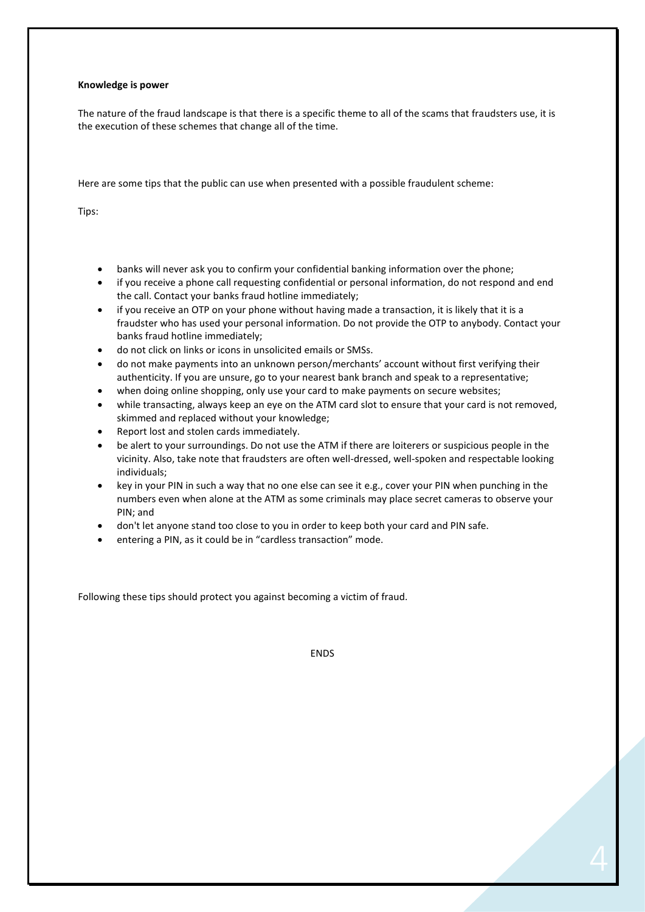**Knowledge is power**

The nature of the fraud landscape is that there is a specific theme to all of the scams that fraudsters use, it is the execution of these schemes that change all of the time.

Here are some tips that the public can use when presented with a possible fraudulent scheme:

Tips:

- banks will never ask you to confirm your confidential banking information over the phone;
- if you receive a phone call requesting confidential or personal information, do not respond and end the call. Contact your banks fraud hotline immediately;
- if you receive an OTP on your phone without having made a transaction, it is likely that it is a fraudster who has used your personal information. Do not provide the OTP to anybody. Contact your banks fraud hotline immediately;
- do not click on links or icons in unsolicited emails or SMSs.
- do not make payments into an unknown person/merchants' account without first verifying their authenticity. If you are unsure, go to your nearest bank branch and speak to a representative;
- when doing online shopping, only use your card to make payments on secure websites;
- while transacting, always keep an eye on the ATM card slot to ensure that your card is not removed, skimmed and replaced without your knowledge;
- Report lost and stolen cards immediately.
- be alert to your surroundings. Do not use the ATM if there are loiterers or suspicious people in the vicinity. Also, take note that fraudsters are often well-dressed, well-spoken and respectable looking individuals;
- key in your PIN in such a way that no one else can see it e.g., cover your PIN when punching in the numbers even when alone at the ATM as some criminals may place secret cameras to observe your PIN; and
- don't let anyone stand too close to you in order to keep both your card and PIN safe.
- entering a PIN, as it could be in "cardless transaction" mode.

Following these tips should protect you against becoming a victim of fraud.

ENDS